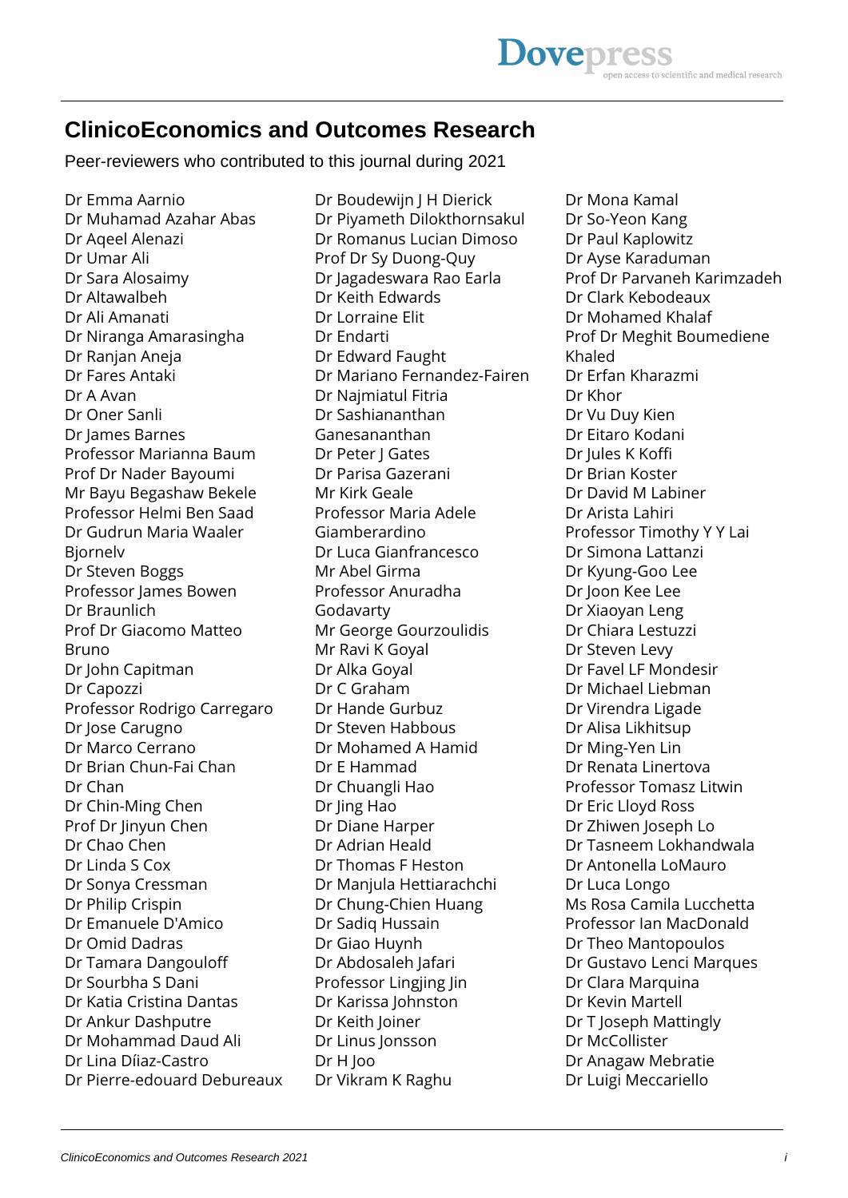# ClinicoEconomics and Outcomes Research

Peer-reviewers who contributed to this journal during 2021

Dr Emma Aarnio
Dr Muhamad Azahar Abas
Dr Aqeel Alenazi
Dr Umar Ali
Dr Sara Alosaimy
Dr Altawalbeh
Dr Ali Amanati
Dr Niranga Amarasingha
Dr Ranjan Aneja
Dr Fares Antaki
Dr A Avan
Dr Oner Sanli
Dr James Barnes
Professor Marianna Baum
Prof Dr Nader Bayoumi
Mr Bayu Begashaw Bekele
Professor Helmi Ben Saad
Dr Gudrun Maria Waaler Bjornelv
Dr Steven Boggs
Professor James Bowen
Dr Braunlich
Prof Dr Giacomo Matteo Bruno
Dr John Capitman
Dr Capozzi
Professor Rodrigo Carregaro
Dr Jose Carugno
Dr Marco Cerrano
Dr Brian Chun-Fai Chan
Dr Chan
Dr Chin-Ming Chen
Prof Dr Jinyun Chen
Dr Chao Chen
Dr Linda S Cox
Dr Sonya Cressman
Dr Philip Crispin
Dr Emanuele D'Amico
Dr Omid Dadras
Dr Tamara Dangouloff
Dr Sourbha S Dani
Dr Katia Cristina Dantas
Dr Ankur Dashputre
Dr Mohammad Daud Ali
Dr Lina Díiaz-Castro
Dr Pierre-edouard Debureaux
Dr Boudewijn J H Dierick
Dr Piyameth Dilokthornsakul
Dr Romanus Lucian Dimoso
Prof Dr Sy Duong-Quy
Dr Jagadeswara Rao Earla
Dr Keith Edwards
Dr Lorraine Elit
Dr Endarti
Dr Edward Faught
Dr Mariano Fernandez-Fairen
Dr Najmiatul Fitria
Dr Sashiananthan Ganesananthan
Dr Peter J Gates
Dr Parisa Gazerani
Mr Kirk Geale
Professor Maria Adele Giamberardino
Dr Luca Gianfrancesco
Mr Abel Girma
Professor Anuradha Godavarty
Mr George Gourzoulidis
Mr Ravi K Goyal
Dr Alka Goyal
Dr C Graham
Dr Hande Gurbuz
Dr Steven Habbous
Dr Mohamed A Hamid
Dr E Hammad
Dr Chuangli Hao
Dr Jing Hao
Dr Diane Harper
Dr Adrian Heald
Dr Thomas F Heston
Dr Manjula Hettiarachchi
Dr Chung-Chien Huang
Dr Sadiq Hussain
Dr Giao Huynh
Dr Abdosaleh Jafari
Professor Lingjing Jin
Dr Karissa Johnston
Dr Keith Joiner
Dr Linus Jonsson
Dr H Joo
Dr Vikram K Raghu
Dr Mona Kamal
Dr So-Yeon Kang
Dr Paul Kaplowitz
Dr Ayse Karaduman
Prof Dr Parvaneh Karimzadeh
Dr Clark Kebodeaux
Dr Mohamed Khalaf
Prof Dr Meghit Boumediene Khaled
Dr Erfan Kharazmi
Dr Khor
Dr Vu Duy Kien
Dr Eitaro Kodani
Dr Jules K Koffi
Dr Brian Koster
Dr David M Labiner
Dr Arista Lahiri
Professor Timothy Y Y Lai
Dr Simona Lattanzi
Dr Kyung-Goo Lee
Dr Joon Kee Lee
Dr Xiaoyan Leng
Dr Chiara Lestuzzi
Dr Steven Levy
Dr Favel LF Mondesir
Dr Michael Liebman
Dr Virendra Ligade
Dr Alisa Likhitsup
Dr Ming-Yen Lin
Dr Renata Linertova
Professor Tomasz Litwin
Dr Eric Lloyd Ross
Dr Zhiwen Joseph Lo
Dr Tasneem Lokhandwala
Dr Antonella LoMauro
Dr Luca Longo
Ms Rosa Camila Lucchetta
Professor Ian MacDonald
Dr Theo Mantopoulos
Dr Gustavo Lenci Marques
Dr Clara Marquina
Dr Kevin Martell
Dr T Joseph Mattingly
Dr McCollister
Dr Anagaw Mebratie
Dr Luigi Meccariello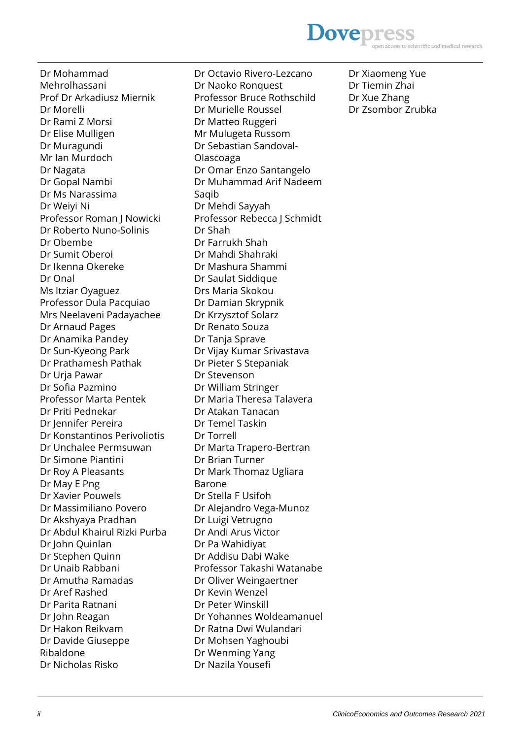Dr Mohammad Mehrolhassani
Prof Dr Arkadiusz Miernik
Dr Morelli
Dr Rami Z Morsi
Dr Elise Mulligen
Dr Muragundi
Mr Ian Murdoch
Dr Nagata
Dr Gopal Nambi
Dr Ms Narassima
Dr Weiyi Ni
Professor Roman J Nowicki
Dr Roberto Nuno-Solinis
Dr Obembe
Dr Sumit Oberoi
Dr Ikenna Okereke
Dr Onal
Ms Itziar Oyaguez
Professor Dula Pacquiao
Mrs Neelaveni Padayachee
Dr Arnaud Pages
Dr Anamika Pandey
Dr Sun-Kyeong Park
Dr Prathamesh Pathak
Dr Urja Pawar
Dr Sofia Pazmino
Professor Marta Pentek
Dr Priti Pednekar
Dr Jennifer Pereira
Dr Konstantinos Perivoliotis
Dr Unchalee Permsuwan
Dr Simone Piantini
Dr Roy A Pleasants
Dr May E Png
Dr Xavier Pouwels
Dr Massimiliano Povero
Dr Akshyaya Pradhan
Dr Abdul Khairul Rizki Purba
Dr John Quinlan
Dr Stephen Quinn
Dr Unaib Rabbani
Dr Amutha Ramadas
Dr Aref Rashed
Dr Parita Ratnani
Dr John Reagan
Dr Hakon Reikvam
Dr Davide Giuseppe Ribaldone
Dr Nicholas Risko
Dr Octavio Rivero-Lezcano
Dr Naoko Ronquest
Professor Bruce Rothschild
Dr Murielle Roussel
Dr Matteo Ruggeri
Mr Mulugeta Russom
Dr Sebastian Sandoval-Olascoaga
Dr Omar Enzo Santangelo
Dr Muhammad Arif Nadeem Saqib
Dr Mehdi Sayyah
Professor Rebecca J Schmidt
Dr Shah
Dr Farrukh Shah
Dr Mahdi Shahraki
Dr Mashura Shammi
Dr Saulat Siddique
Drs Maria Skokou
Dr Damian Skrypnik
Dr Krzysztof Solarz
Dr Renato Souza
Dr Tanja Sprave
Dr Vijay Kumar Srivastava
Dr Pieter S Stepaniak
Dr Stevenson
Dr William Stringer
Dr Maria Theresa Talavera
Dr Atakan Tanacan
Dr Temel Taskin
Dr Torrell
Dr Marta Trapero-Bertran
Dr Brian Turner
Dr Mark Thomaz Ugliara Barone
Dr Stella F Usifoh
Dr Alejandro Vega-Munoz
Dr Luigi Vetrugno
Dr Andi Arus Victor
Dr Pa Wahidiyat
Dr Addisu Dabi Wake
Professor Takashi Watanabe
Dr Oliver Weingaertner
Dr Kevin Wenzel
Dr Peter Winskill
Dr Yohannes Woldeamanuel
Dr Ratna Dwi Wulandari
Dr Mohsen Yaghoubi
Dr Wenming Yang
Dr Nazila Yousefi
Dr Xiaomeng Yue
Dr Tiemin Zhai
Dr Xue Zhang
Dr Zsombor Zrubka